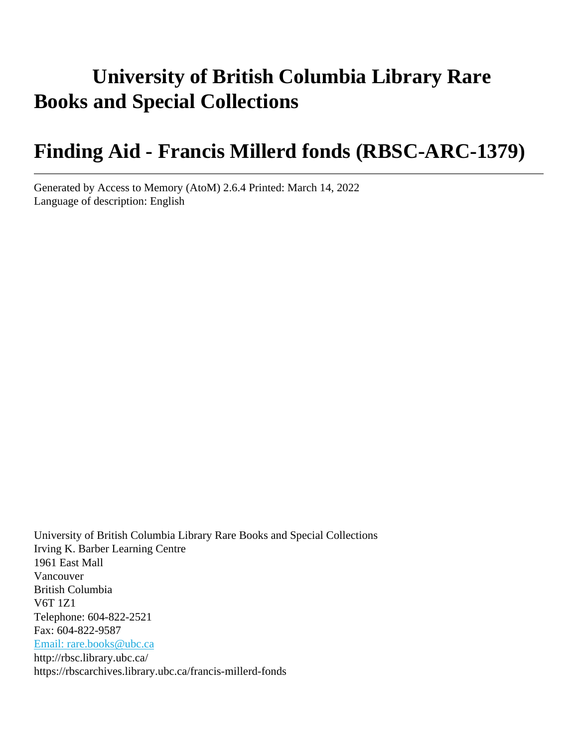# University of British Columbia Library Rare Books and Special Collections

# Finding Aid - Francis Millerd fonds (RBSC-ARC-1379)

---

Generated by Access to Memory (AtoM) 2.6.4 Printed: March 14, 2022
Language of description: English

University of British Columbia Library Rare Books and Special Collections
Irving K. Barber Learning Centre
1961 East Mall
Vancouver
British Columbia
V6T 1Z1
Telephone: 604-822-2521
Fax: 604-822-9587
Email: rare.books@ubc.ca
http://rbsc.library.ubc.ca/
https://rbscarchives.library.ubc.ca/francis-millerd-fonds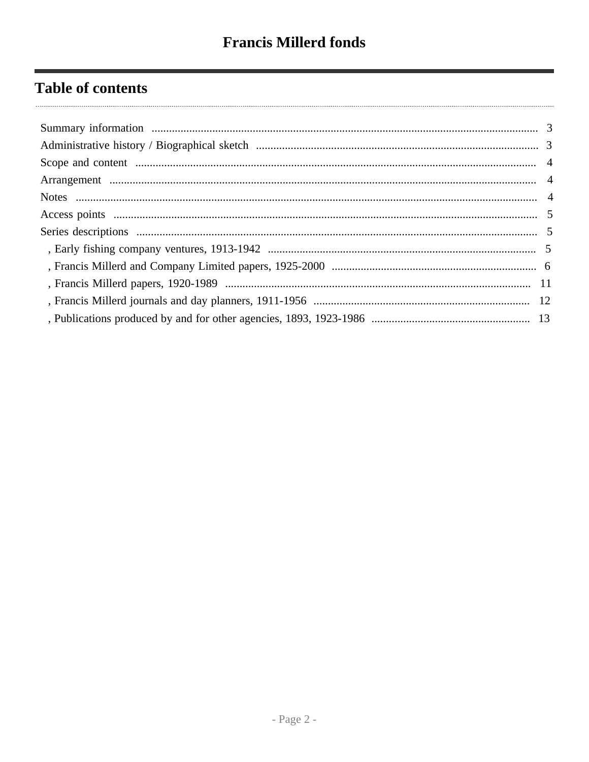# Francis Millerd fonds

## Table of contents

- Summary information ... 3
- Administrative history / Biographical sketch ... 3
- Scope and content ... 4
- Arrangement ... 4
- Notes ... 4
- Access points ... 5
- Series descriptions ... 5
  - , Early fishing company ventures, 1913-1942 ... 5
  - , Francis Millerd and Company Limited papers, 1925-2000 ... 6
  - , Francis Millerd papers, 1920-1989 ... 11
  - , Francis Millerd journals and day planners, 1911-1956 ... 12
  - , Publications produced by and for other agencies, 1893, 1923-1986 ... 13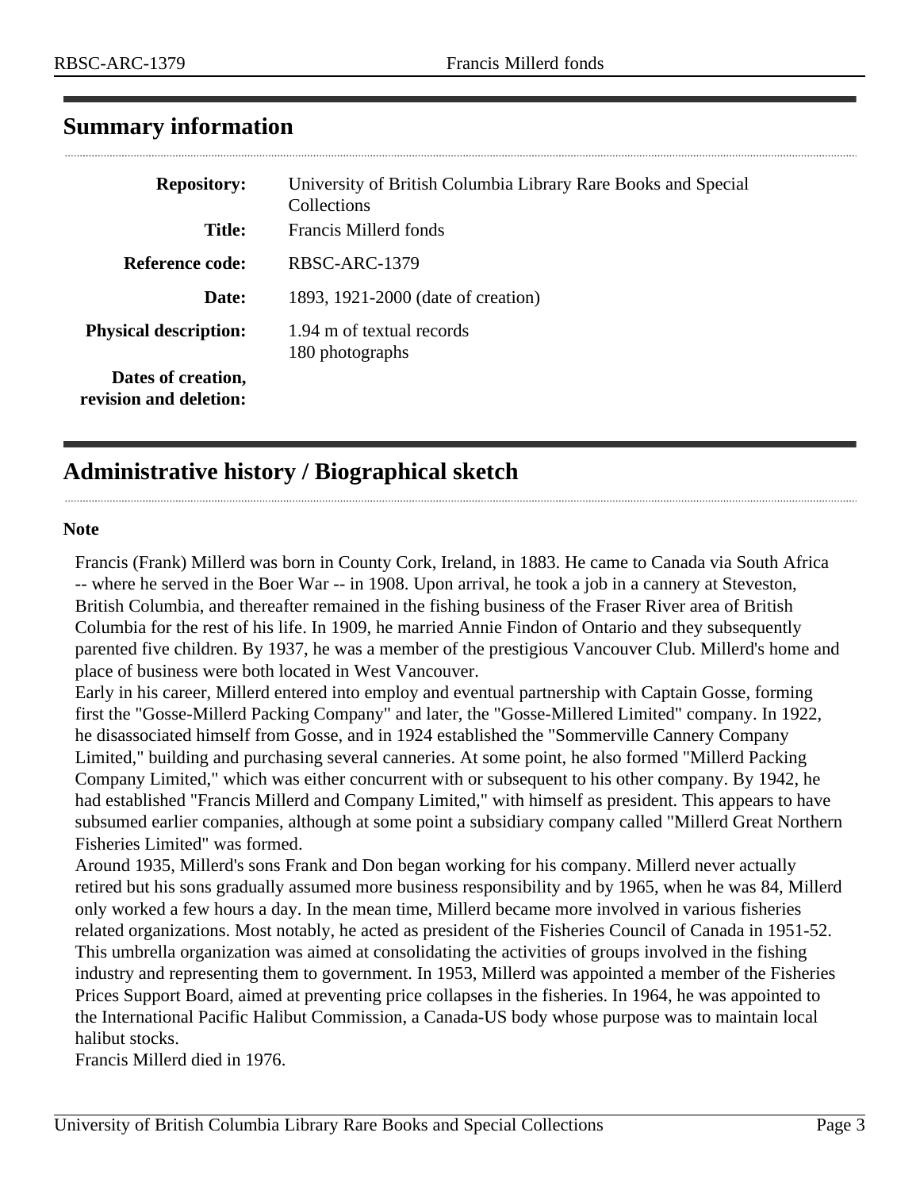## Summary information

| | |
|---|---|
| **Repository:** | University of British Columbia Library Rare Books and Special Collections |
| **Title:** | Francis Millerd fonds |
| **Reference code:** | RBSC-ARC-1379 |
| **Date:** | 1893, 1921-2000 (date of creation) |
| **Physical description:** | 1.94 m of textual records<br>180 photographs |
| **Dates of creation, revision and deletion:** | |

## Administrative history / Biographical sketch

**Note**

Francis (Frank) Millerd was born in County Cork, Ireland, in 1883. He came to Canada via South Africa -- where he served in the Boer War -- in 1908. Upon arrival, he took a job in a cannery at Steveston, British Columbia, and thereafter remained in the fishing business of the Fraser River area of British Columbia for the rest of his life. In 1909, he married Annie Findon of Ontario and they subsequently parented five children. By 1937, he was a member of the prestigious Vancouver Club. Millerd's home and place of business were both located in West Vancouver.

Early in his career, Millerd entered into employ and eventual partnership with Captain Gosse, forming first the "Gosse-Millerd Packing Company" and later, the "Gosse-Millered Limited" company. In 1922, he disassociated himself from Gosse, and in 1924 established the "Sommerville Cannery Company Limited," building and purchasing several canneries. At some point, he also formed "Millerd Packing Company Limited," which was either concurrent with or subsequent to his other company. By 1942, he had established "Francis Millerd and Company Limited," with himself as president. This appears to have subsumed earlier companies, although at some point a subsidiary company called "Millerd Great Northern Fisheries Limited" was formed.

Around 1935, Millerd's sons Frank and Don began working for his company. Millerd never actually retired but his sons gradually assumed more business responsibility and by 1965, when he was 84, Millerd only worked a few hours a day. In the mean time, Millerd became more involved in various fisheries related organizations. Most notably, he acted as president of the Fisheries Council of Canada in 1951-52. This umbrella organization was aimed at consolidating the activities of groups involved in the fishing industry and representing them to government. In 1953, Millerd was appointed a member of the Fisheries Prices Support Board, aimed at preventing price collapses in the fisheries. In 1964, he was appointed to the International Pacific Halibut Commission, a Canada-US body whose purpose was to maintain local halibut stocks.

Francis Millerd died in 1976.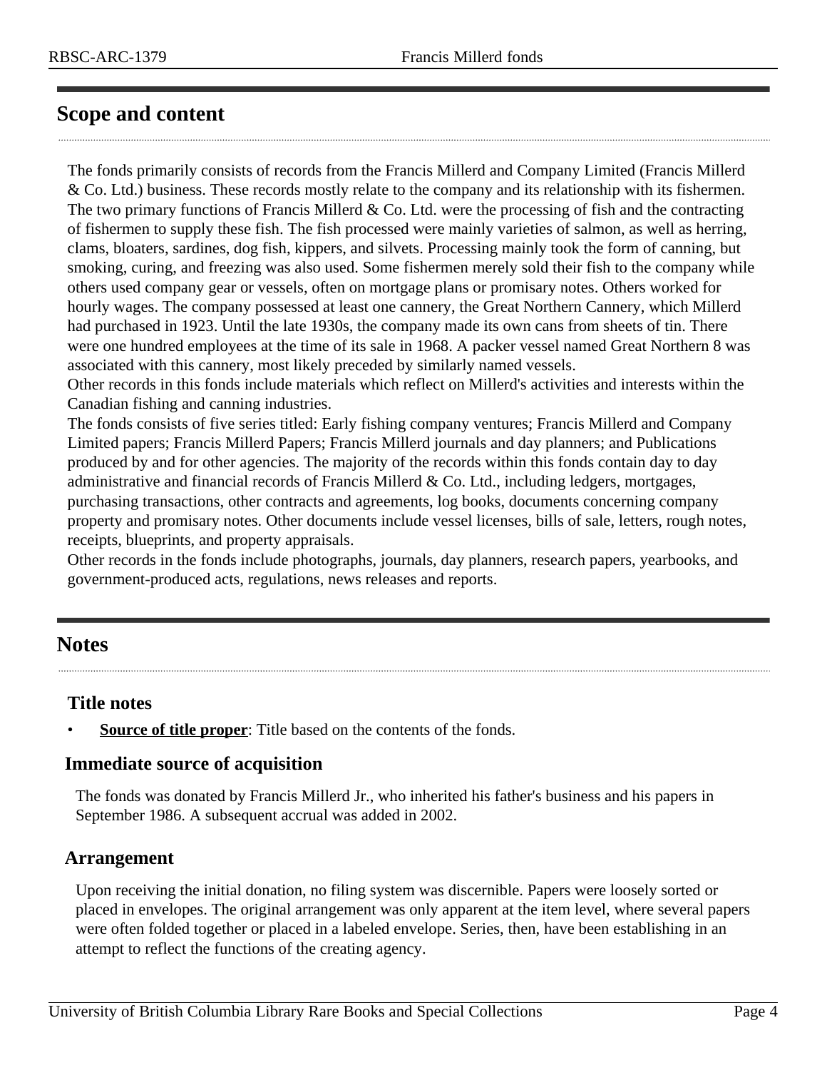## Scope and content

The fonds primarily consists of records from the Francis Millerd and Company Limited (Francis Millerd & Co. Ltd.) business. These records mostly relate to the company and its relationship with its fishermen. The two primary functions of Francis Millerd & Co. Ltd. were the processing of fish and the contracting of fishermen to supply these fish. The fish processed were mainly varieties of salmon, as well as herring, clams, bloaters, sardines, dog fish, kippers, and silvets. Processing mainly took the form of canning, but smoking, curing, and freezing was also used. Some fishermen merely sold their fish to the company while others used company gear or vessels, often on mortgage plans or promisary notes. Others worked for hourly wages. The company possessed at least one cannery, the Great Northern Cannery, which Millerd had purchased in 1923. Until the late 1930s, the company made its own cans from sheets of tin. There were one hundred employees at the time of its sale in 1968. A packer vessel named Great Northern 8 was associated with this cannery, most likely preceded by similarly named vessels.
Other records in this fonds include materials which reflect on Millerd's activities and interests within the Canadian fishing and canning industries.
The fonds consists of five series titled: Early fishing company ventures; Francis Millerd and Company Limited papers; Francis Millerd Papers; Francis Millerd journals and day planners; and Publications produced by and for other agencies. The majority of the records within this fonds contain day to day administrative and financial records of Francis Millerd & Co. Ltd., including ledgers, mortgages, purchasing transactions, other contracts and agreements, log books, documents concerning company property and promisary notes. Other documents include vessel licenses, bills of sale, letters, rough notes, receipts, blueprints, and property appraisals.
Other records in the fonds include photographs, journals, day planners, research papers, yearbooks, and government-produced acts, regulations, news releases and reports.

## Notes

### Title notes

- **Source of title proper**: Title based on the contents of the fonds.

### Immediate source of acquisition

The fonds was donated by Francis Millerd Jr., who inherited his father's business and his papers in September 1986. A subsequent accrual was added in 2002.

### Arrangement

Upon receiving the initial donation, no filing system was discernible. Papers were loosely sorted or placed in envelopes. The original arrangement was only apparent at the item level, where several papers were often folded together or placed in a labeled envelope. Series, then, have been establishing in an attempt to reflect the functions of the creating agency.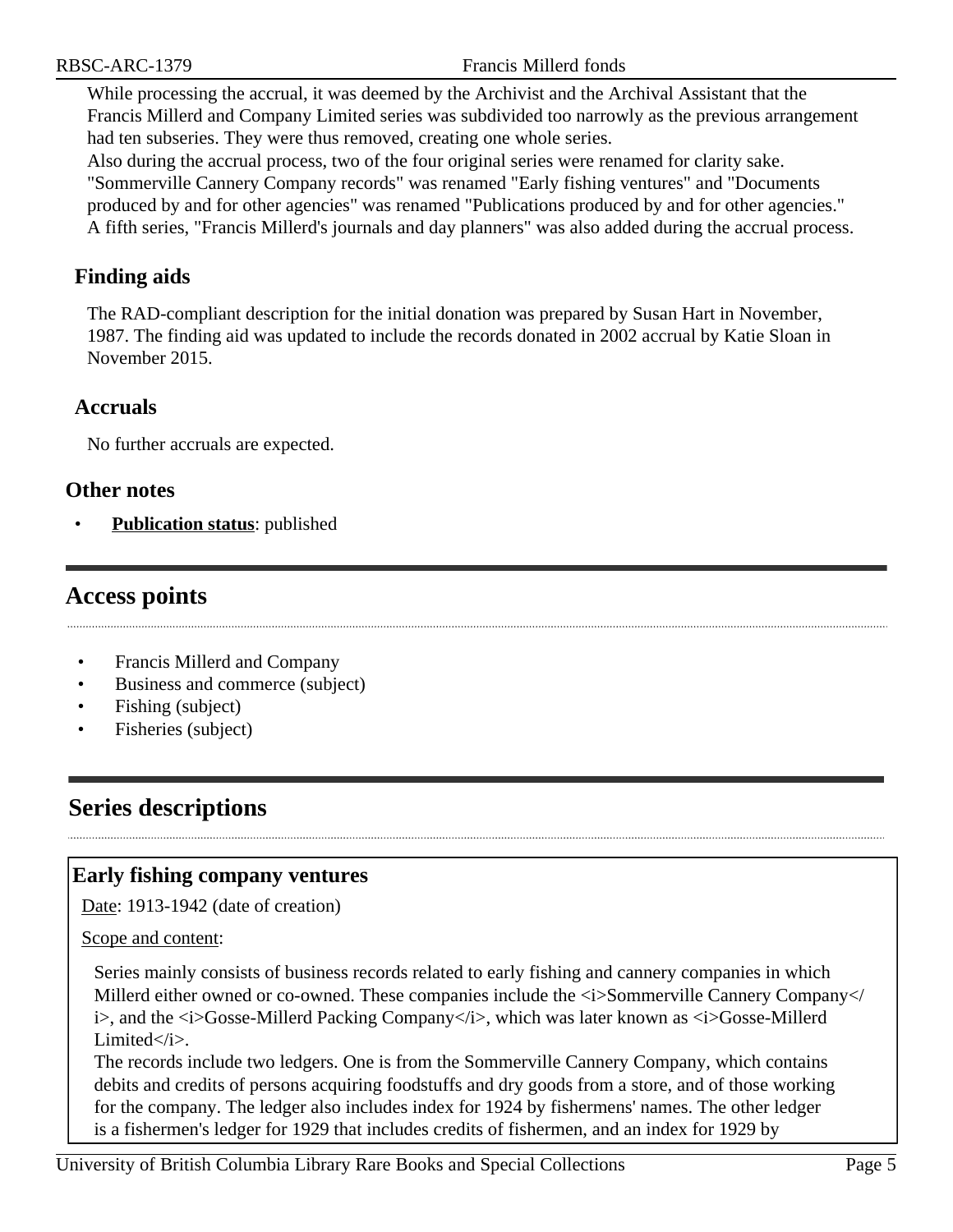While processing the accrual, it was deemed by the Archivist and the Archival Assistant that the Francis Millerd and Company Limited series was subdivided too narrowly as the previous arrangement had ten subseries. They were thus removed, creating one whole series.

Also during the accrual process, two of the four original series were renamed for clarity sake. "Sommerville Cannery Company records" was renamed "Early fishing ventures" and "Documents produced by and for other agencies" was renamed "Publications produced by and for other agencies."

A fifth series, "Francis Millerd's journals and day planners" was also added during the accrual process.

### Finding aids

The RAD-compliant description for the initial donation was prepared by Susan Hart in November, 1987. The finding aid was updated to include the records donated in 2002 accrual by Katie Sloan in November 2015.

### Accruals

No further accruals are expected.

### Other notes

- **Publication status**: published

## Access points

- Francis Millerd and Company
- Business and commerce (subject)
- Fishing (subject)
- Fisheries (subject)

## Series descriptions

### Early fishing company ventures

Date: 1913-1942 (date of creation)

Scope and content:

Series mainly consists of business records related to early fishing and cannery companies in which Millerd either owned or co-owned. These companies include the <i>Sommerville Cannery Company</i>, and the <i>Gosse-Millerd Packing Company</i>, which was later known as <i>Gosse-Millerd Limited</i>.

The records include two ledgers. One is from the Sommerville Cannery Company, which contains debits and credits of persons acquiring foodstuffs and dry goods from a store, and of those working for the company. The ledger also includes index for 1924 by fishermens' names. The other ledger is a fishermen's ledger for 1929 that includes credits of fishermen, and an index for 1929 by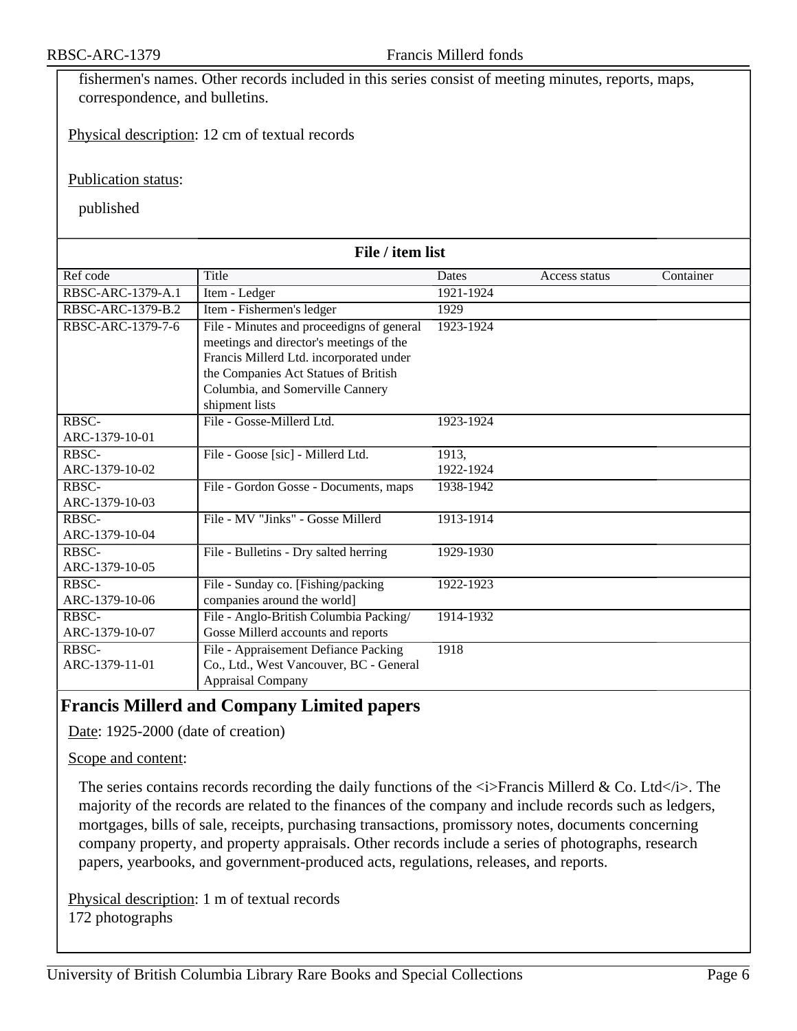fishermen's names. Other records included in this series consist of meeting minutes, reports, maps, correspondence, and bulletins.

Physical description: 12 cm of textual records

Publication status:

published

**File / item list**

| Ref code | Title | Dates | Access status | Container |
|---|---|---|---|---|
| RBSC-ARC-1379-A.1 | Item - Ledger | 1921-1924 | | |
| RBSC-ARC-1379-B.2 | Item - Fishermen's ledger | 1929 | | |
| RBSC-ARC-1379-7-6 | File - Minutes and proceedigns of general meetings and director's meetings of the Francis Millerd Ltd. incorporated under the Companies Act Statues of British Columbia, and Somerville Cannery shipment lists | 1923-1924 | | |
| RBSC-ARC-1379-10-01 | File - Gosse-Millerd Ltd. | 1923-1924 | | |
| RBSC-ARC-1379-10-02 | File - Goose [sic] - Millerd Ltd. | 1913, 1922-1924 | | |
| RBSC-ARC-1379-10-03 | File - Gordon Gosse - Documents, maps | 1938-1942 | | |
| RBSC-ARC-1379-10-04 | File - MV "Jinks" - Gosse Millerd | 1913-1914 | | |
| RBSC-ARC-1379-10-05 | File - Bulletins - Dry salted herring | 1929-1930 | | |
| RBSC-ARC-1379-10-06 | File - Sunday co. [Fishing/packing companies around the world] | 1922-1923 | | |
| RBSC-ARC-1379-10-07 | File - Anglo-British Columbia Packing/ Gosse Millerd accounts and reports | 1914-1932 | | |
| RBSC-ARC-1379-11-01 | File - Appraisement Defiance Packing Co., Ltd., West Vancouver, BC - General Appraisal Company | 1918 | | |

## Francis Millerd and Company Limited papers

Date: 1925-2000 (date of creation)

Scope and content:

The series contains records recording the daily functions of the <i>Francis Millerd & Co. Ltd</i>. The majority of the records are related to the finances of the company and include records such as ledgers, mortgages, bills of sale, receipts, purchasing transactions, promissory notes, documents concerning company property, and property appraisals. Other records include a series of photographs, research papers, yearbooks, and government-produced acts, regulations, releases, and reports.

Physical description: 1 m of textual records
172 photographs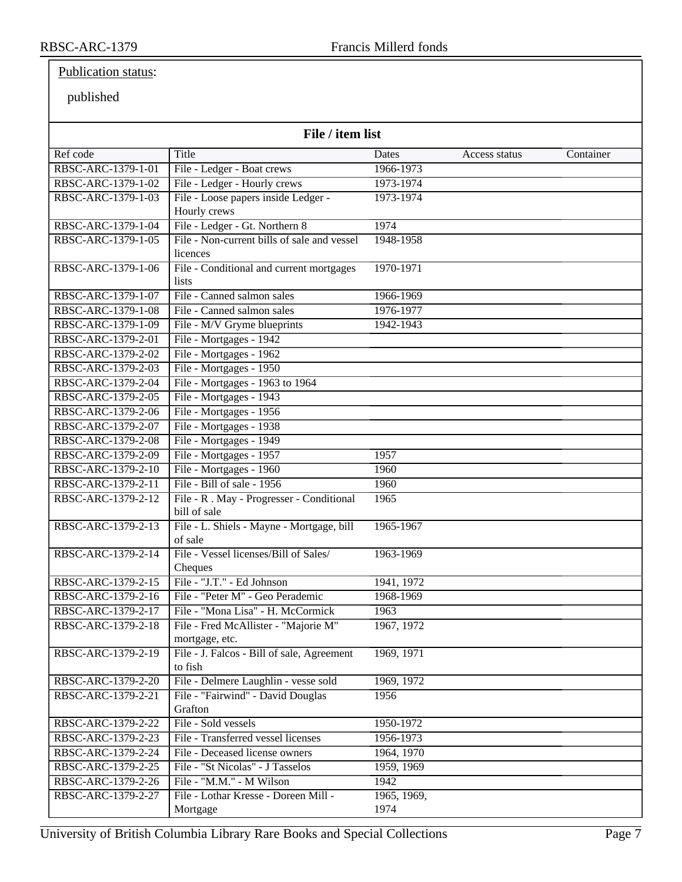Publication status:

published

### File / item list

| Ref code | Title | Dates | Access status | Container |
|---|---|---|---|---|
| RBSC-ARC-1379-1-01 | File - Ledger - Boat crews | 1966-1973 | | |
| RBSC-ARC-1379-1-02 | File - Ledger - Hourly crews | 1973-1974 | | |
| RBSC-ARC-1379-1-03 | File - Loose papers inside Ledger - Hourly crews | 1973-1974 | | |
| RBSC-ARC-1379-1-04 | File - Ledger - Gt. Northern 8 | 1974 | | |
| RBSC-ARC-1379-1-05 | File - Non-current bills of sale and vessel licences | 1948-1958 | | |
| RBSC-ARC-1379-1-06 | File - Conditional and current mortgages lists | 1970-1971 | | |
| RBSC-ARC-1379-1-07 | File - Canned salmon sales | 1966-1969 | | |
| RBSC-ARC-1379-1-08 | File - Canned salmon sales | 1976-1977 | | |
| RBSC-ARC-1379-1-09 | File - M/V Gryme blueprints | 1942-1943 | | |
| RBSC-ARC-1379-2-01 | File - Mortgages - 1942 | | | |
| RBSC-ARC-1379-2-02 | File - Mortgages - 1962 | | | |
| RBSC-ARC-1379-2-03 | File - Mortgages - 1950 | | | |
| RBSC-ARC-1379-2-04 | File - Mortgages - 1963 to 1964 | | | |
| RBSC-ARC-1379-2-05 | File - Mortgages - 1943 | | | |
| RBSC-ARC-1379-2-06 | File - Mortgages - 1956 | | | |
| RBSC-ARC-1379-2-07 | File - Mortgages - 1938 | | | |
| RBSC-ARC-1379-2-08 | File - Mortgages - 1949 | | | |
| RBSC-ARC-1379-2-09 | File - Mortgages - 1957 | 1957 | | |
| RBSC-ARC-1379-2-10 | File - Mortgages - 1960 | 1960 | | |
| RBSC-ARC-1379-2-11 | File - Bill of sale - 1956 | 1960 | | |
| RBSC-ARC-1379-2-12 | File - R . May - Progresser - Conditional bill of sale | 1965 | | |
| RBSC-ARC-1379-2-13 | File - L. Shiels - Mayne - Mortgage, bill of sale | 1965-1967 | | |
| RBSC-ARC-1379-2-14 | File - Vessel licenses/Bill of Sales/ Cheques | 1963-1969 | | |
| RBSC-ARC-1379-2-15 | File - "J.T." - Ed Johnson | 1941, 1972 | | |
| RBSC-ARC-1379-2-16 | File - "Peter M" - Geo Perademic | 1968-1969 | | |
| RBSC-ARC-1379-2-17 | File - "Mona Lisa" - H. McCormick | 1963 | | |
| RBSC-ARC-1379-2-18 | File - Fred McAllister - "Majorie M" mortgage, etc. | 1967, 1972 | | |
| RBSC-ARC-1379-2-19 | File - J. Falcos - Bill of sale, Agreement to fish | 1969, 1971 | | |
| RBSC-ARC-1379-2-20 | File - Delmere Laughlin - vesse sold | 1969, 1972 | | |
| RBSC-ARC-1379-2-21 | File - "Fairwind" - David Douglas Grafton | 1956 | | |
| RBSC-ARC-1379-2-22 | File - Sold vessels | 1950-1972 | | |
| RBSC-ARC-1379-2-23 | File - Transferred vessel licenses | 1956-1973 | | |
| RBSC-ARC-1379-2-24 | File - Deceased license owners | 1964, 1970 | | |
| RBSC-ARC-1379-2-25 | File - "St Nicolas" - J Tasselos | 1959, 1969 | | |
| RBSC-ARC-1379-2-26 | File - "M.M." - M Wilson | 1942 | | |
| RBSC-ARC-1379-2-27 | File - Lothar Kresse - Doreen Mill - Mortgage | 1965, 1969, 1974 | | |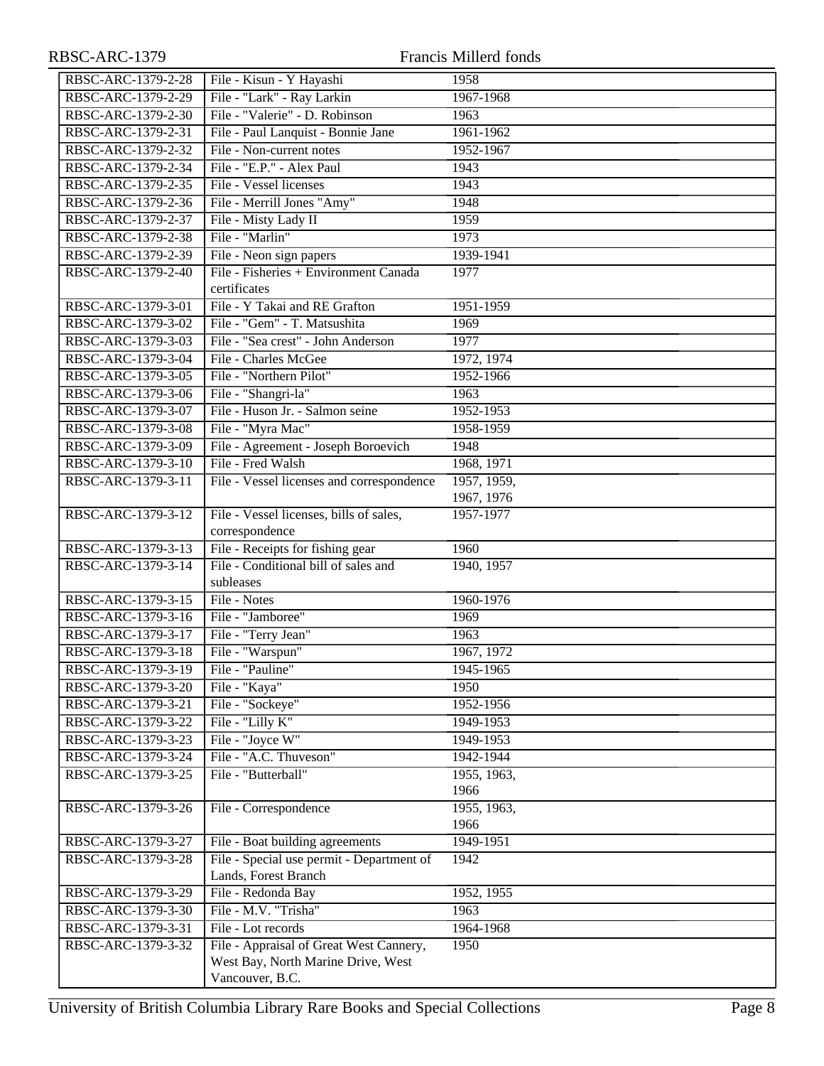| RBSC-ARC-1379-2-28 | File - Kisun - Y Hayashi | 1958 |
|---|---|---|
| RBSC-ARC-1379-2-29 | File - "Lark" - Ray Larkin | 1967-1968 |
| RBSC-ARC-1379-2-30 | File - "Valerie" - D. Robinson | 1963 |
| RBSC-ARC-1379-2-31 | File - Paul Lanquist - Bonnie Jane | 1961-1962 |
| RBSC-ARC-1379-2-32 | File - Non-current notes | 1952-1967 |
| RBSC-ARC-1379-2-34 | File - "E.P." - Alex Paul | 1943 |
| RBSC-ARC-1379-2-35 | File - Vessel licenses | 1943 |
| RBSC-ARC-1379-2-36 | File - Merrill Jones "Amy" | 1948 |
| RBSC-ARC-1379-2-37 | File - Misty Lady II | 1959 |
| RBSC-ARC-1379-2-38 | File - "Marlin" | 1973 |
| RBSC-ARC-1379-2-39 | File - Neon sign papers | 1939-1941 |
| RBSC-ARC-1379-2-40 | File - Fisheries + Environment Canada certificates | 1977 |
| RBSC-ARC-1379-3-01 | File - Y Takai and RE Grafton | 1951-1959 |
| RBSC-ARC-1379-3-02 | File - "Gem" - T. Matsushita | 1969 |
| RBSC-ARC-1379-3-03 | File - "Sea crest" - John Anderson | 1977 |
| RBSC-ARC-1379-3-04 | File - Charles McGee | 1972, 1974 |
| RBSC-ARC-1379-3-05 | File - "Northern Pilot" | 1952-1966 |
| RBSC-ARC-1379-3-06 | File - "Shangri-la" | 1963 |
| RBSC-ARC-1379-3-07 | File - Huson Jr. - Salmon seine | 1952-1953 |
| RBSC-ARC-1379-3-08 | File - "Myra Mac" | 1958-1959 |
| RBSC-ARC-1379-3-09 | File - Agreement - Joseph Boroevich | 1948 |
| RBSC-ARC-1379-3-10 | File - Fred Walsh | 1968, 1971 |
| RBSC-ARC-1379-3-11 | File - Vessel licenses and correspondence | 1957, 1959, 1967, 1976 |
| RBSC-ARC-1379-3-12 | File - Vessel licenses, bills of sales, correspondence | 1957-1977 |
| RBSC-ARC-1379-3-13 | File - Receipts for fishing gear | 1960 |
| RBSC-ARC-1379-3-14 | File - Conditional bill of sales and subleases | 1940, 1957 |
| RBSC-ARC-1379-3-15 | File - Notes | 1960-1976 |
| RBSC-ARC-1379-3-16 | File - "Jamboree" | 1969 |
| RBSC-ARC-1379-3-17 | File - "Terry Jean" | 1963 |
| RBSC-ARC-1379-3-18 | File - "Warspun" | 1967, 1972 |
| RBSC-ARC-1379-3-19 | File - "Pauline" | 1945-1965 |
| RBSC-ARC-1379-3-20 | File - "Kaya" | 1950 |
| RBSC-ARC-1379-3-21 | File - "Sockeye" | 1952-1956 |
| RBSC-ARC-1379-3-22 | File - "Lilly K" | 1949-1953 |
| RBSC-ARC-1379-3-23 | File - "Joyce W" | 1949-1953 |
| RBSC-ARC-1379-3-24 | File - "A.C. Thuveson" | 1942-1944 |
| RBSC-ARC-1379-3-25 | File - "Butterball" | 1955, 1963, 1966 |
| RBSC-ARC-1379-3-26 | File - Correspondence | 1955, 1963, 1966 |
| RBSC-ARC-1379-3-27 | File - Boat building agreements | 1949-1951 |
| RBSC-ARC-1379-3-28 | File - Special use permit - Department of Lands, Forest Branch | 1942 |
| RBSC-ARC-1379-3-29 | File - Redonda Bay | 1952, 1955 |
| RBSC-ARC-1379-3-30 | File - M.V. "Trisha" | 1963 |
| RBSC-ARC-1379-3-31 | File - Lot records | 1964-1968 |
| RBSC-ARC-1379-3-32 | File - Appraisal of Great West Cannery, West Bay, North Marine Drive, West Vancouver, B.C. | 1950 |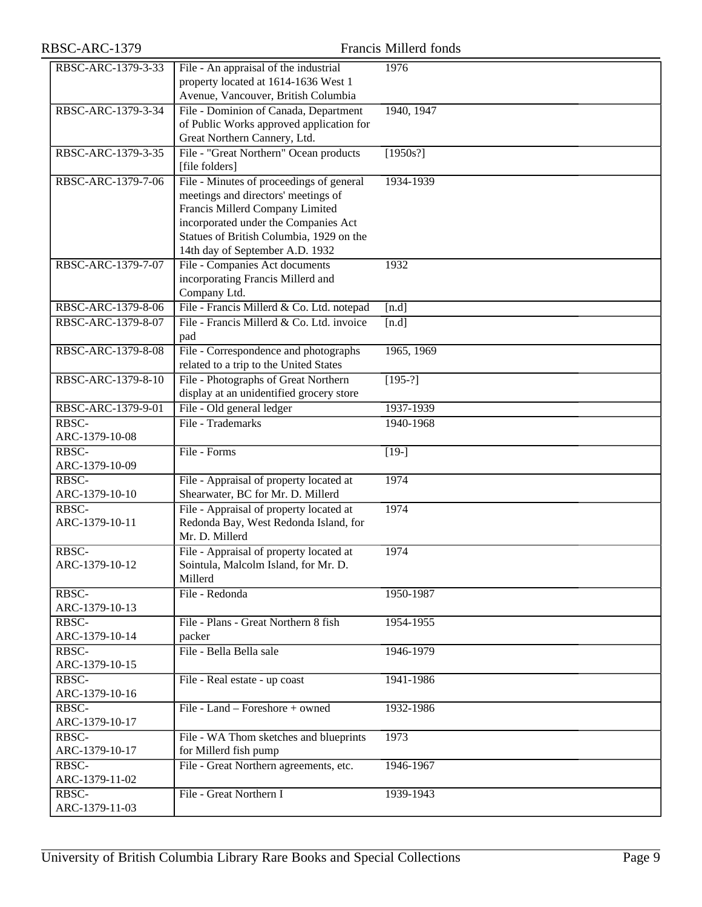| | | |
|---|---|---|
| RBSC-ARC-1379-3-33 | File - An appraisal of the industrial property located at 1614-1636 West 1 Avenue, Vancouver, British Columbia | 1976 |
| RBSC-ARC-1379-3-34 | File - Dominion of Canada, Department of Public Works approved application for Great Northern Cannery, Ltd. | 1940, 1947 |
| RBSC-ARC-1379-3-35 | File - "Great Northern" Ocean products [file folders] | [1950s?] |
| RBSC-ARC-1379-7-06 | File - Minutes of proceedings of general meetings and directors' meetings of Francis Millerd Company Limited incorporated under the Companies Act Statues of British Columbia, 1929 on the 14th day of September A.D. 1932 | 1934-1939 |
| RBSC-ARC-1379-7-07 | File - Companies Act documents incorporating Francis Millerd and Company Ltd. | 1932 |
| RBSC-ARC-1379-8-06 | File - Francis Millerd & Co. Ltd. notepad | [n.d] |
| RBSC-ARC-1379-8-07 | File - Francis Millerd & Co. Ltd. invoice pad | [n.d] |
| RBSC-ARC-1379-8-08 | File - Correspondence and photographs related to a trip to the United States | 1965, 1969 |
| RBSC-ARC-1379-8-10 | File - Photographs of Great Northern display at an unidentified grocery store | [195-?] |
| RBSC-ARC-1379-9-01 | File - Old general ledger | 1937-1939 |
| RBSC-ARC-1379-10-08 | File - Trademarks | 1940-1968 |
| RBSC-ARC-1379-10-09 | File - Forms | [19-] |
| RBSC-ARC-1379-10-10 | File - Appraisal of property located at Shearwater, BC for Mr. D. Millerd | 1974 |
| RBSC-ARC-1379-10-11 | File - Appraisal of property located at Redonda Bay, West Redonda Island, for Mr. D. Millerd | 1974 |
| RBSC-ARC-1379-10-12 | File - Appraisal of property located at Sointula, Malcolm Island, for Mr. D. Millerd | 1974 |
| RBSC-ARC-1379-10-13 | File - Redonda | 1950-1987 |
| RBSC-ARC-1379-10-14 | File - Plans - Great Northern 8 fish packer | 1954-1955 |
| RBSC-ARC-1379-10-15 | File - Bella Bella sale | 1946-1979 |
| RBSC-ARC-1379-10-16 | File - Real estate - up coast | 1941-1986 |
| RBSC-ARC-1379-10-17 | File - Land – Foreshore + owned | 1932-1986 |
| RBSC-ARC-1379-10-17 | File - WA Thom sketches and blueprints for Millerd fish pump | 1973 |
| RBSC-ARC-1379-11-02 | File - Great Northern agreements, etc. | 1946-1967 |
| RBSC-ARC-1379-11-03 | File - Great Northern I | 1939-1943 |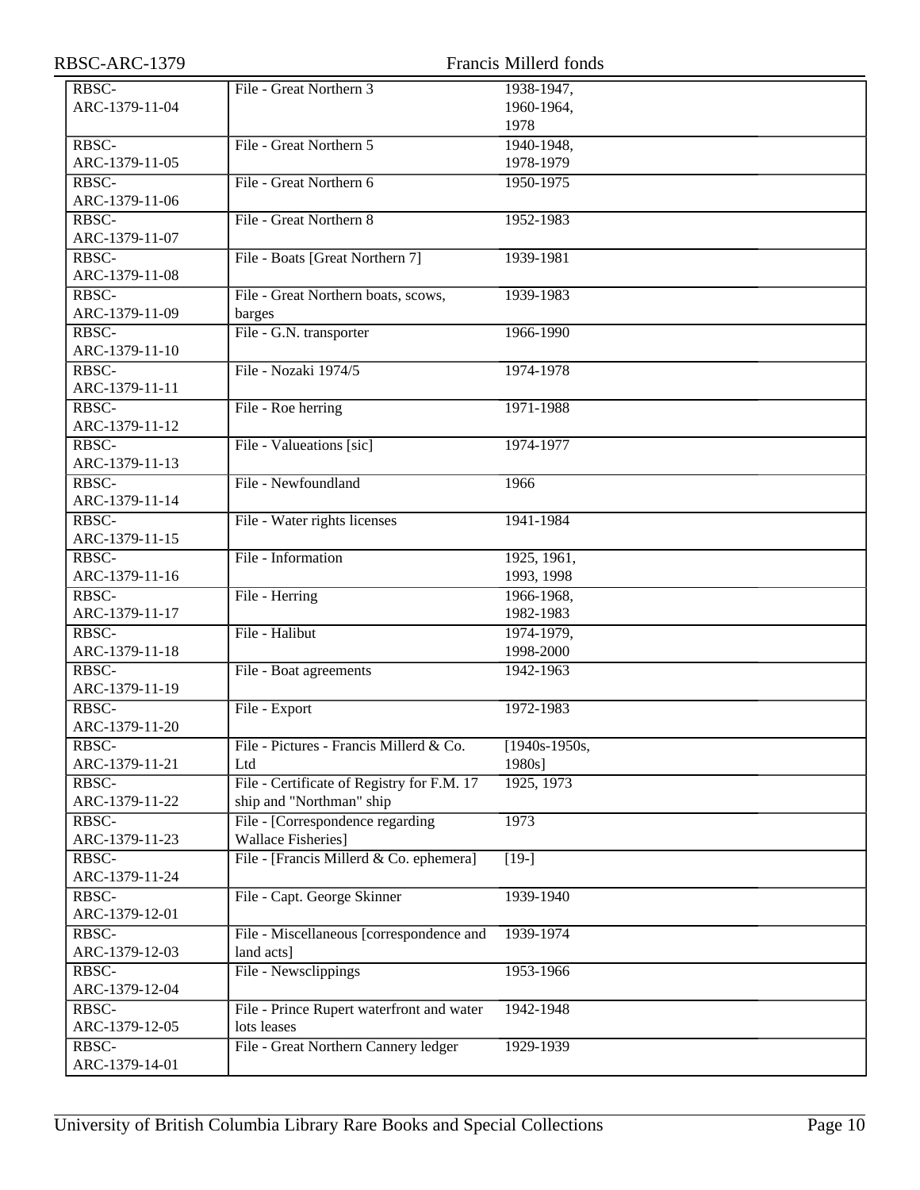| | | |
|---|---|---|
| RBSC-ARC-1379-11-04 | File - Great Northern 3 | 1938-1947, 1960-1964, 1978 |
| RBSC-ARC-1379-11-05 | File - Great Northern 5 | 1940-1948, 1978-1979 |
| RBSC-ARC-1379-11-06 | File - Great Northern 6 | 1950-1975 |
| RBSC-ARC-1379-11-07 | File - Great Northern 8 | 1952-1983 |
| RBSC-ARC-1379-11-08 | File - Boats [Great Northern 7] | 1939-1981 |
| RBSC-ARC-1379-11-09 | File - Great Northern boats, scows, barges | 1939-1983 |
| RBSC-ARC-1379-11-10 | File - G.N. transporter | 1966-1990 |
| RBSC-ARC-1379-11-11 | File - Nozaki 1974/5 | 1974-1978 |
| RBSC-ARC-1379-11-12 | File - Roe herring | 1971-1988 |
| RBSC-ARC-1379-11-13 | File - Valueations [sic] | 1974-1977 |
| RBSC-ARC-1379-11-14 | File - Newfoundland | 1966 |
| RBSC-ARC-1379-11-15 | File - Water rights licenses | 1941-1984 |
| RBSC-ARC-1379-11-16 | File - Information | 1925, 1961, 1993, 1998 |
| RBSC-ARC-1379-11-17 | File - Herring | 1966-1968, 1982-1983 |
| RBSC-ARC-1379-11-18 | File - Halibut | 1974-1979, 1998-2000 |
| RBSC-ARC-1379-11-19 | File - Boat agreements | 1942-1963 |
| RBSC-ARC-1379-11-20 | File - Export | 1972-1983 |
| RBSC-ARC-1379-11-21 | File - Pictures - Francis Millerd & Co. Ltd | [1940s-1950s, 1980s] |
| RBSC-ARC-1379-11-22 | File - Certificate of Registry for F.M. 17 ship and "Northman" ship | 1925, 1973 |
| RBSC-ARC-1379-11-23 | File - [Correspondence regarding Wallace Fisheries] | 1973 |
| RBSC-ARC-1379-11-24 | File - [Francis Millerd & Co. ephemera] | [19-] |
| RBSC-ARC-1379-12-01 | File - Capt. George Skinner | 1939-1940 |
| RBSC-ARC-1379-12-03 | File - Miscellaneous [correspondence and land acts] | 1939-1974 |
| RBSC-ARC-1379-12-04 | File - Newsclippings | 1953-1966 |
| RBSC-ARC-1379-12-05 | File - Prince Rupert waterfront and water lots leases | 1942-1948 |
| RBSC-ARC-1379-14-01 | File - Great Northern Cannery ledger | 1929-1939 |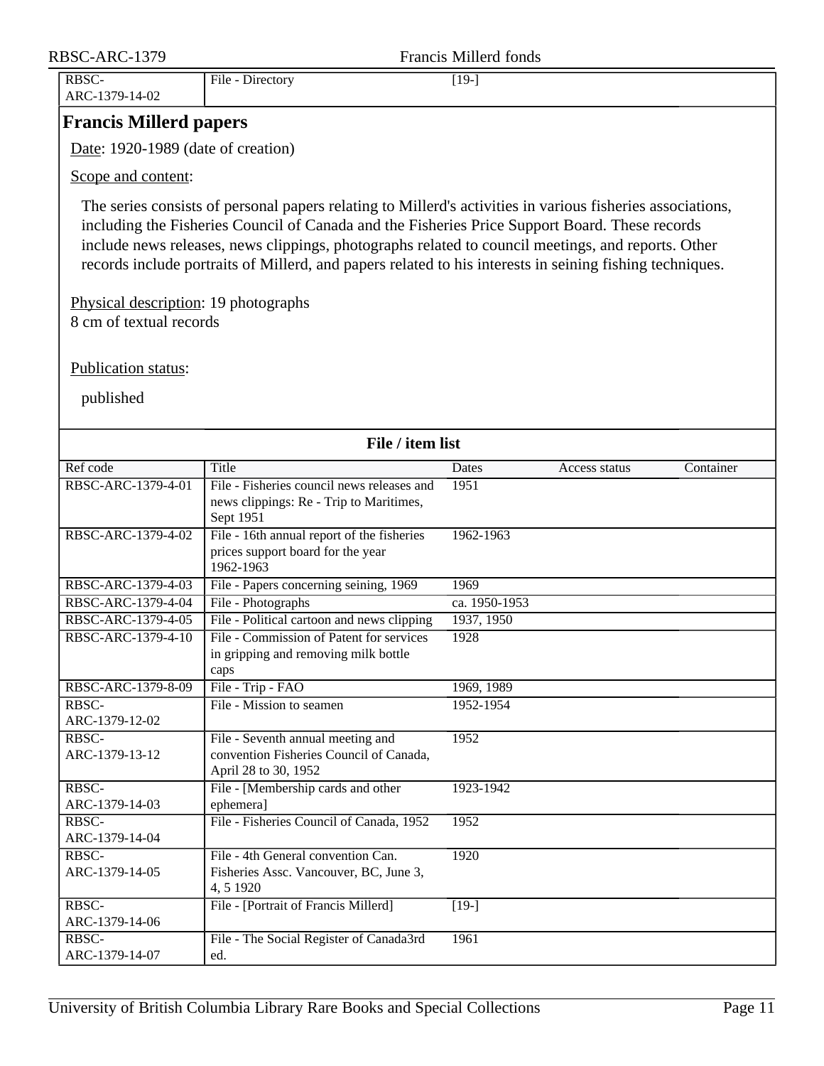| RBSC-ARC-1379-14-02 | File - Directory | [19-] | | |
|---|---|---|---|---|

## Francis Millerd papers

Date: 1920-1989 (date of creation)

Scope and content:

The series consists of personal papers relating to Millerd's activities in various fisheries associations, including the Fisheries Council of Canada and the Fisheries Price Support Board. These records include news releases, news clippings, photographs related to council meetings, and reports. Other records include portraits of Millerd, and papers related to his interests in seining fishing techniques.

Physical description: 19 photographs
8 cm of textual records

Publication status:

published

**File / item list**

| Ref code | Title | Dates | Access status | Container |
|---|---|---|---|---|
| RBSC-ARC-1379-4-01 | File - Fisheries council news releases and news clippings: Re - Trip to Maritimes, Sept 1951 | 1951 | | |
| RBSC-ARC-1379-4-02 | File - 16th annual report of the fisheries prices support board for the year 1962-1963 | 1962-1963 | | |
| RBSC-ARC-1379-4-03 | File - Papers concerning seining, 1969 | 1969 | | |
| RBSC-ARC-1379-4-04 | File - Photographs | ca. 1950-1953 | | |
| RBSC-ARC-1379-4-05 | File - Political cartoon and news clipping | 1937, 1950 | | |
| RBSC-ARC-1379-4-10 | File - Commission of Patent for services in gripping and removing milk bottle caps | 1928 | | |
| RBSC-ARC-1379-8-09 | File - Trip - FAO | 1969, 1989 | | |
| RBSC-ARC-1379-12-02 | File - Mission to seamen | 1952-1954 | | |
| RBSC-ARC-1379-13-12 | File - Seventh annual meeting and convention Fisheries Council of Canada, April 28 to 30, 1952 | 1952 | | |
| RBSC-ARC-1379-14-03 | File - [Membership cards and other ephemera] | 1923-1942 | | |
| RBSC-ARC-1379-14-04 | File - Fisheries Council of Canada, 1952 | 1952 | | |
| RBSC-ARC-1379-14-05 | File - 4th General convention Can. Fisheries Assc. Vancouver, BC, June 3, 4, 5 1920 | 1920 | | |
| RBSC-ARC-1379-14-06 | File - [Portrait of Francis Millerd] | [19-] | | |
| RBSC-ARC-1379-14-07 | File - The Social Register of Canada3rd ed. | 1961 | | |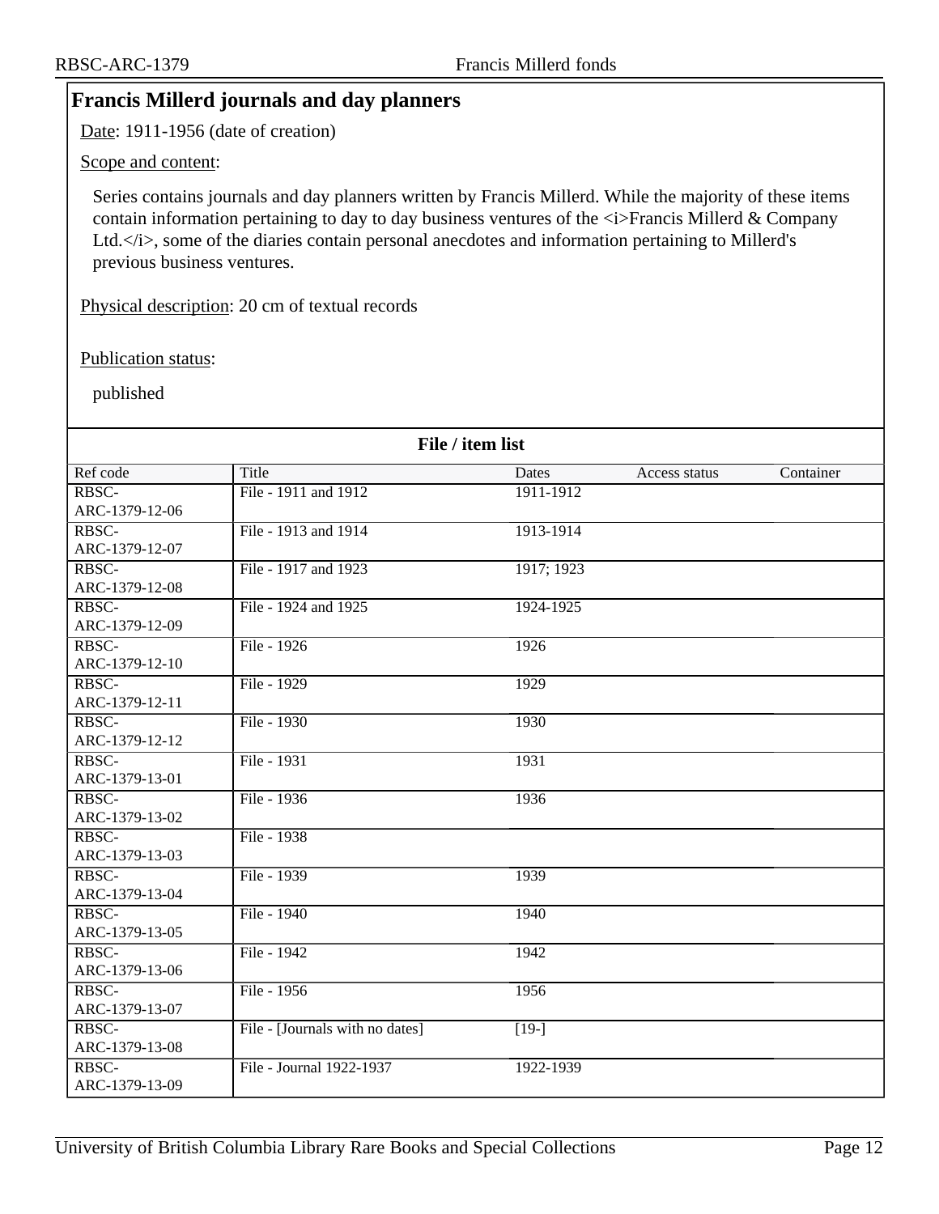## Francis Millerd journals and day planners

Date: 1911-1956 (date of creation)

Scope and content:

Series contains journals and day planners written by Francis Millerd. While the majority of these items contain information pertaining to day to day business ventures of the <i>Francis Millerd & Company Ltd.</i>, some of the diaries contain personal anecdotes and information pertaining to Millerd's previous business ventures.

Physical description: 20 cm of textual records

Publication status:

published

**File / item list**

| Ref code | Title | Dates | Access status | Container |
|---|---|---|---|---|
| RBSC-ARC-1379-12-06 | File - 1911 and 1912 | 1911-1912 | | |
| RBSC-ARC-1379-12-07 | File - 1913 and 1914 | 1913-1914 | | |
| RBSC-ARC-1379-12-08 | File - 1917 and 1923 | 1917; 1923 | | |
| RBSC-ARC-1379-12-09 | File - 1924 and 1925 | 1924-1925 | | |
| RBSC-ARC-1379-12-10 | File - 1926 | 1926 | | |
| RBSC-ARC-1379-12-11 | File - 1929 | 1929 | | |
| RBSC-ARC-1379-12-12 | File - 1930 | 1930 | | |
| RBSC-ARC-1379-13-01 | File - 1931 | 1931 | | |
| RBSC-ARC-1379-13-02 | File - 1936 | 1936 | | |
| RBSC-ARC-1379-13-03 | File - 1938 | | | |
| RBSC-ARC-1379-13-04 | File - 1939 | 1939 | | |
| RBSC-ARC-1379-13-05 | File - 1940 | 1940 | | |
| RBSC-ARC-1379-13-06 | File - 1942 | 1942 | | |
| RBSC-ARC-1379-13-07 | File - 1956 | 1956 | | |
| RBSC-ARC-1379-13-08 | File - [Journals with no dates] | [19-] | | |
| RBSC-ARC-1379-13-09 | File - Journal 1922-1937 | 1922-1939 | | |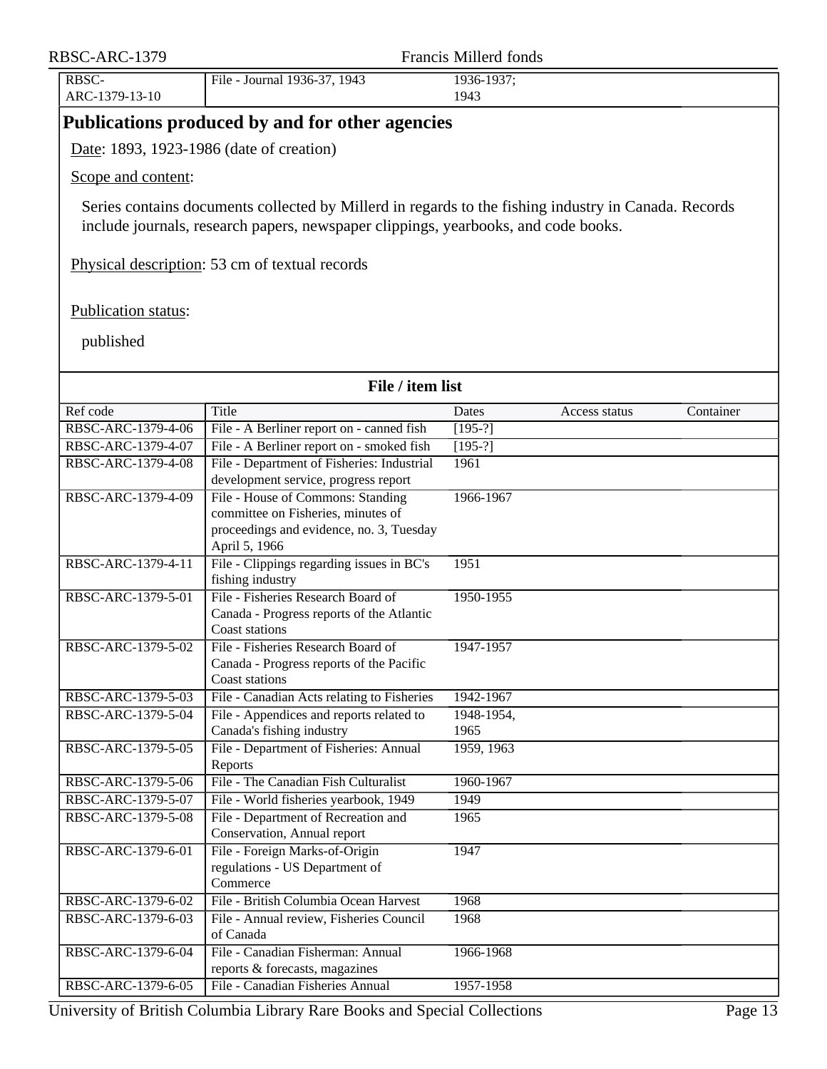| RBSC-ARC-1379-13-10 | File - Journal 1936-37, 1943 | 1936-1937; 1943 | | |
|---|---|---|---|---|

## Publications produced by and for other agencies

Date: 1893, 1923-1986 (date of creation)

Scope and content:

Series contains documents collected by Millerd in regards to the fishing industry in Canada. Records include journals, research papers, newspaper clippings, yearbooks, and code books.

Physical description: 53 cm of textual records

Publication status:

published

**File / item list**

| Ref code | Title | Dates | Access status | Container |
|---|---|---|---|---|
| RBSC-ARC-1379-4-06 | File - A Berliner report on - canned fish | [195-?] | | |
| RBSC-ARC-1379-4-07 | File - A Berliner report on - smoked fish | [195-?] | | |
| RBSC-ARC-1379-4-08 | File - Department of Fisheries: Industrial development service, progress report | 1961 | | |
| RBSC-ARC-1379-4-09 | File - House of Commons: Standing committee on Fisheries, minutes of proceedings and evidence, no. 3, Tuesday April 5, 1966 | 1966-1967 | | |
| RBSC-ARC-1379-4-11 | File - Clippings regarding issues in BC's fishing industry | 1951 | | |
| RBSC-ARC-1379-5-01 | File - Fisheries Research Board of Canada - Progress reports of the Atlantic Coast stations | 1950-1955 | | |
| RBSC-ARC-1379-5-02 | File - Fisheries Research Board of Canada - Progress reports of the Pacific Coast stations | 1947-1957 | | |
| RBSC-ARC-1379-5-03 | File - Canadian Acts relating to Fisheries | 1942-1967 | | |
| RBSC-ARC-1379-5-04 | File - Appendices and reports related to Canada's fishing industry | 1948-1954, 1965 | | |
| RBSC-ARC-1379-5-05 | File - Department of Fisheries: Annual Reports | 1959, 1963 | | |
| RBSC-ARC-1379-5-06 | File - The Canadian Fish Culturalist | 1960-1967 | | |
| RBSC-ARC-1379-5-07 | File - World fisheries yearbook, 1949 | 1949 | | |
| RBSC-ARC-1379-5-08 | File - Department of Recreation and Conservation, Annual report | 1965 | | |
| RBSC-ARC-1379-6-01 | File - Foreign Marks-of-Origin regulations - US Department of Commerce | 1947 | | |
| RBSC-ARC-1379-6-02 | File - British Columbia Ocean Harvest | 1968 | | |
| RBSC-ARC-1379-6-03 | File - Annual review, Fisheries Council of Canada | 1968 | | |
| RBSC-ARC-1379-6-04 | File - Canadian Fisherman: Annual reports & forecasts, magazines | 1966-1968 | | |
| RBSC-ARC-1379-6-05 | File - Canadian Fisheries Annual | 1957-1958 | | |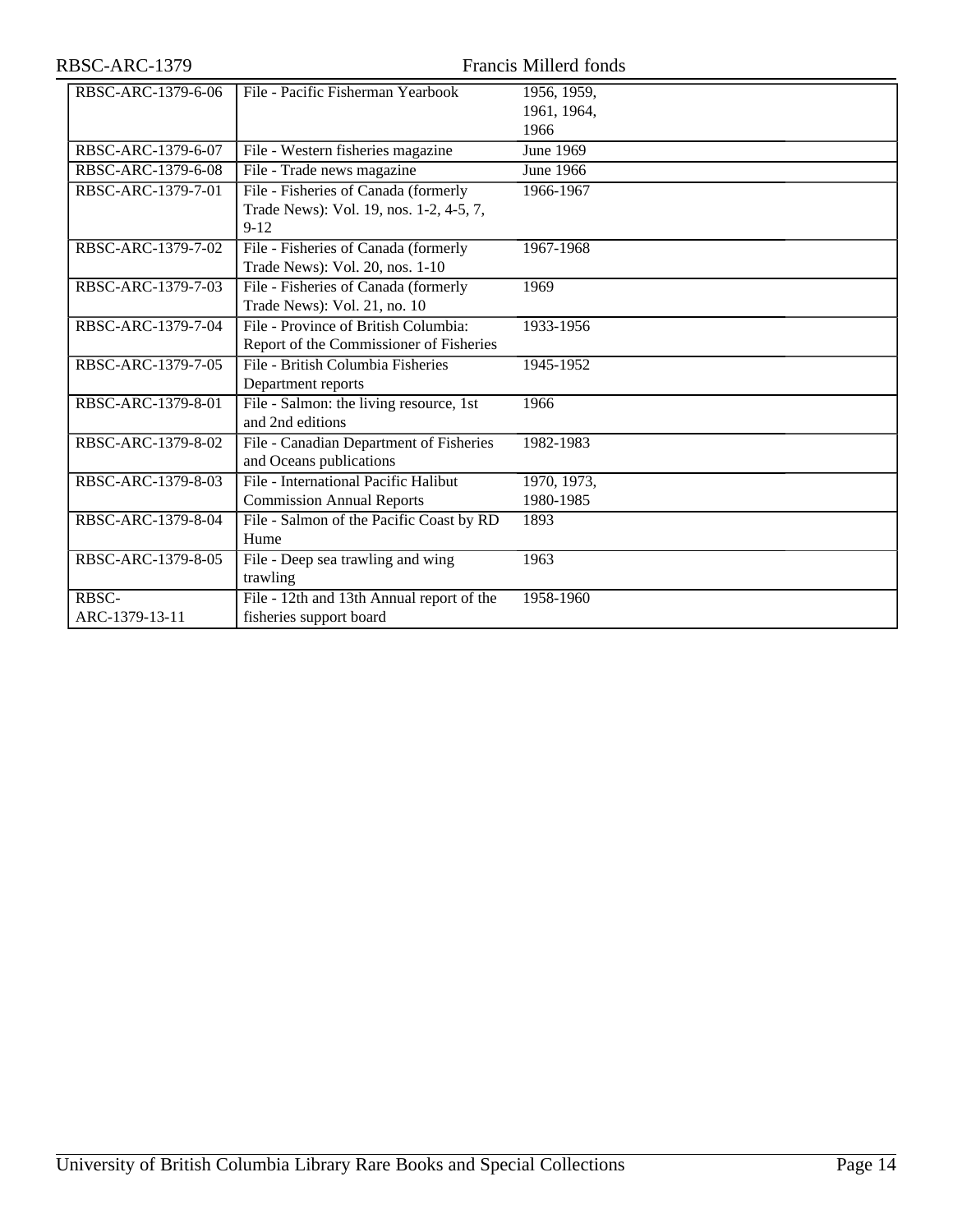| | | |
|---|---|---|
| RBSC-ARC-1379-6-06 | File - Pacific Fisherman Yearbook | 1956, 1959, 1961, 1964, 1966 |
| RBSC-ARC-1379-6-07 | File - Western fisheries magazine | June 1969 |
| RBSC-ARC-1379-6-08 | File - Trade news magazine | June 1966 |
| RBSC-ARC-1379-7-01 | File - Fisheries of Canada (formerly Trade News): Vol. 19, nos. 1-2, 4-5, 7, 9-12 | 1966-1967 |
| RBSC-ARC-1379-7-02 | File - Fisheries of Canada (formerly Trade News): Vol. 20, nos. 1-10 | 1967-1968 |
| RBSC-ARC-1379-7-03 | File - Fisheries of Canada (formerly Trade News): Vol. 21, no. 10 | 1969 |
| RBSC-ARC-1379-7-04 | File - Province of British Columbia: Report of the Commissioner of Fisheries | 1933-1956 |
| RBSC-ARC-1379-7-05 | File - British Columbia Fisheries Department reports | 1945-1952 |
| RBSC-ARC-1379-8-01 | File - Salmon: the living resource, 1st and 2nd editions | 1966 |
| RBSC-ARC-1379-8-02 | File - Canadian Department of Fisheries and Oceans publications | 1982-1983 |
| RBSC-ARC-1379-8-03 | File - International Pacific Halibut Commission Annual Reports | 1970, 1973, 1980-1985 |
| RBSC-ARC-1379-8-04 | File - Salmon of the Pacific Coast by RD Hume | 1893 |
| RBSC-ARC-1379-8-05 | File - Deep sea trawling and wing trawling | 1963 |
| RBSC-ARC-1379-13-11 | File - 12th and 13th Annual report of the fisheries support board | 1958-1960 |